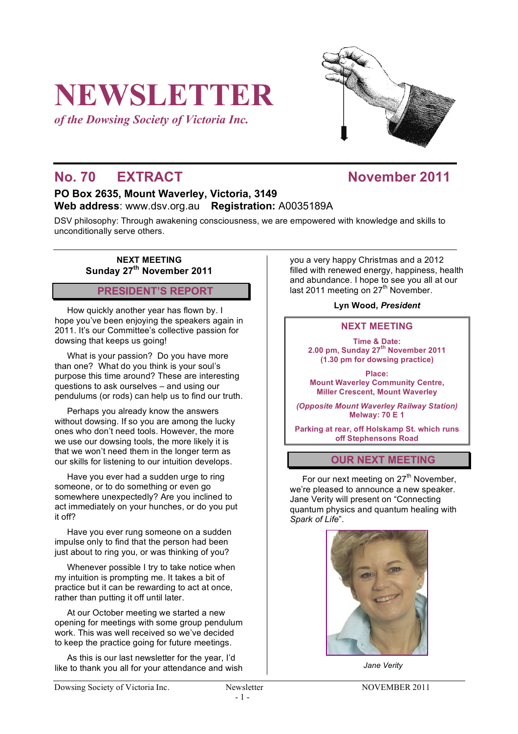# NEWSLETTER

*of the Dowsing Society of Victoria Inc.*

## No. 70 EXTRACT November 2011

**PO Box 2635, Mount Waverley, Victoria, 3149**
**Web address**: www.dsv.org.au **Registration:** A0035189A

DSV philosophy: Through awakening consciousness, we are empowered with knowledge and skills to unconditionally serve others.

**NEXT MEETING**
**Sunday 27th November 2011**

## PRESIDENT'S REPORT

How quickly another year has flown by. I hope you've been enjoying the speakers again in 2011. It's our Committee's collective passion for dowsing that keeps us going!

What is your passion? Do you have more than one? What do you think is your soul's purpose this time around? These are interesting questions to ask ourselves – and using our pendulums (or rods) can help us to find our truth.

Perhaps you already know the answers without dowsing. If so you are among the lucky ones who don't need tools. However, the more we use our dowsing tools, the more likely it is that we won't need them in the longer term as our skills for listening to our intuition develops.

Have you ever had a sudden urge to ring someone, or to do something or even go somewhere unexpectedly? Are you inclined to act immediately on your hunches, or do you put it off?

Have you ever rung someone on a sudden impulse only to find that the person had been just about to ring you, or was thinking of you?

Whenever possible I try to take notice when my intuition is prompting me. It takes a bit of practice but it can be rewarding to act at once, rather than putting it off until later.

At our October meeting we started a new opening for meetings with some group pendulum work. This was well received so we've decided to keep the practice going for future meetings.

As this is our last newsletter for the year, I'd like to thank you all for your attendance and wish you a very happy Christmas and a 2012 filled with renewed energy, happiness, health and abundance. I hope to see you all at our last 2011 meeting on 27th November.

**Lyn Wood, *President***

## NEXT MEETING

**Time & Date:**
**2.00 pm, Sunday 27th November 2011**
**(1.30 pm for dowsing practice)**

**Place:**
**Mount Waverley Community Centre,**
**Miller Crescent, Mount Waverley**

***(Opposite Mount Waverley Railway Station)***
**Melway: 70 E 1**

**Parking at rear, off Holskamp St. which runs off Stephensons Road**

## OUR NEXT MEETING

For our next meeting on 27th November, we're pleased to announce a new speaker. Jane Verity will present on "Connecting quantum physics and quantum healing with *Spark of Life*".

*Jane Verity*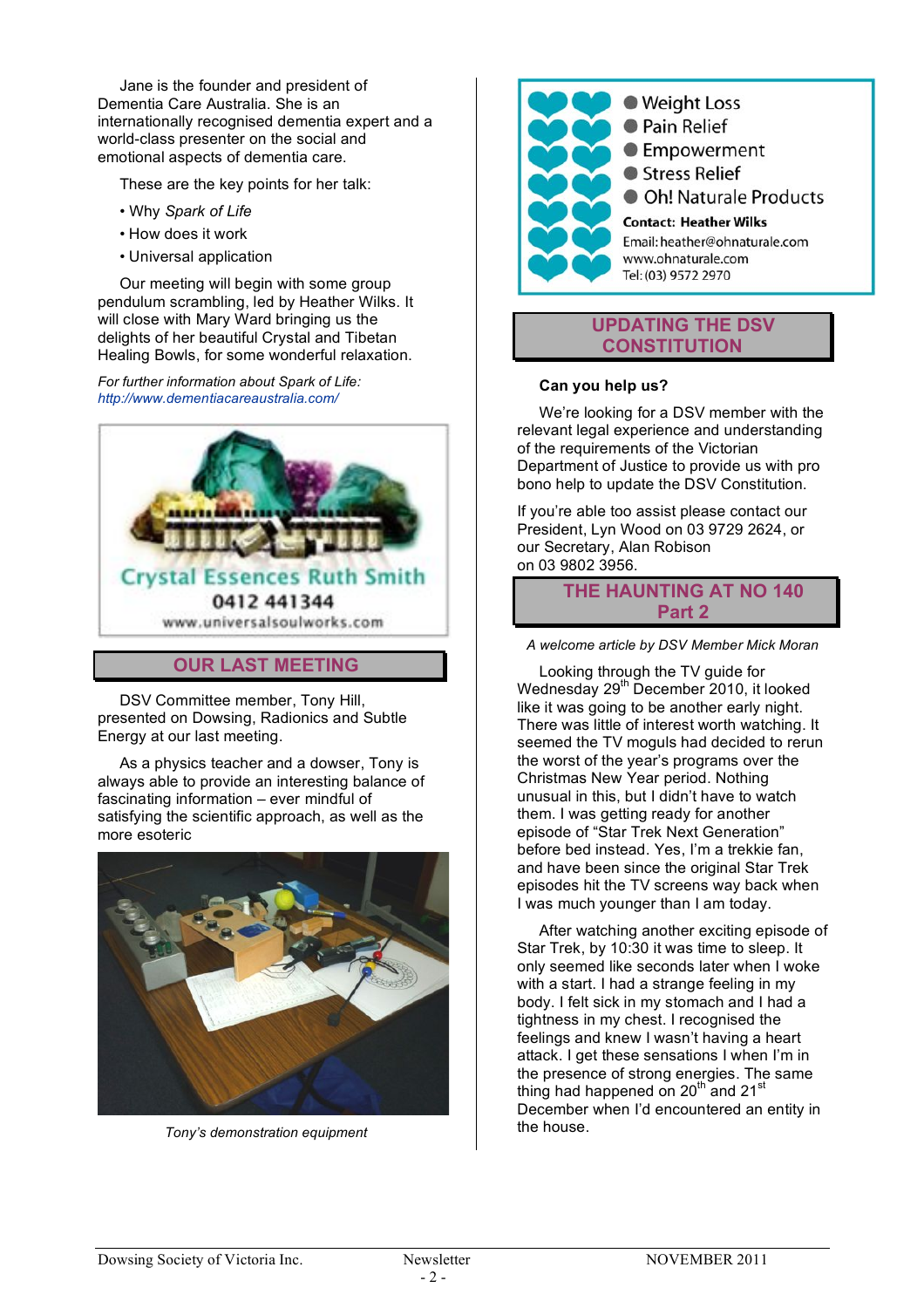Jane is the founder and president of Dementia Care Australia. She is an internationally recognised dementia expert and a world-class presenter on the social and emotional aspects of dementia care.

These are the key points for her talk:

- Why *Spark of Life*
- How does it work
- Universal application

Our meeting will begin with some group pendulum scrambling, led by Heather Wilks. It will close with Mary Ward bringing us the delights of her beautiful Crystal and Tibetan Healing Bowls, for some wonderful relaxation.

*For further information about Spark of Life:*
*http://www.dementiacareaustralia.com/*

Crystal Essences Ruth Smith
0412 441344
www.universalsoulworks.com

## OUR LAST MEETING

DSV Committee member, Tony Hill, presented on Dowsing, Radionics and Subtle Energy at our last meeting.

As a physics teacher and a dowser, Tony is always able to provide an interesting balance of fascinating information – ever mindful of satisfying the scientific approach, as well as the more esoteric

*Tony's demonstration equipment*

- Weight Loss
- Pain Relief
- Empowerment
- Stress Relief
- Oh! Naturale Products

**Contact: Heather Wilks**
Email: heather@ohnaturale.com
www.ohnaturale.com
Tel: (03) 9572 2970

## UPDATING THE DSV CONSTITUTION

**Can you help us?**

We're looking for a DSV member with the relevant legal experience and understanding of the requirements of the Victorian Department of Justice to provide us with pro bono help to update the DSV Constitution.

If you're able too assist please contact our President, Lyn Wood on 03 9729 2624, or our Secretary, Alan Robison on 03 9802 3956.

## THE HAUNTING AT NO 140 Part 2

*A welcome article by DSV Member Mick Moran*

Looking through the TV guide for Wednesday 29th December 2010, it looked like it was going to be another early night. There was little of interest worth watching. It seemed the TV moguls had decided to rerun the worst of the year's programs over the Christmas New Year period. Nothing unusual in this, but I didn't have to watch them. I was getting ready for another episode of "Star Trek Next Generation" before bed instead. Yes, I'm a trekkie fan, and have been since the original Star Trek episodes hit the TV screens way back when I was much younger than I am today.

After watching another exciting episode of Star Trek, by 10:30 it was time to sleep. It only seemed like seconds later when I woke with a start. I had a strange feeling in my body. I felt sick in my stomach and I had a tightness in my chest. I recognised the feelings and knew I wasn't having a heart attack. I get these sensations I when I'm in the presence of strong energies. The same thing had happened on 20th and 21st December when I'd encountered an entity in the house.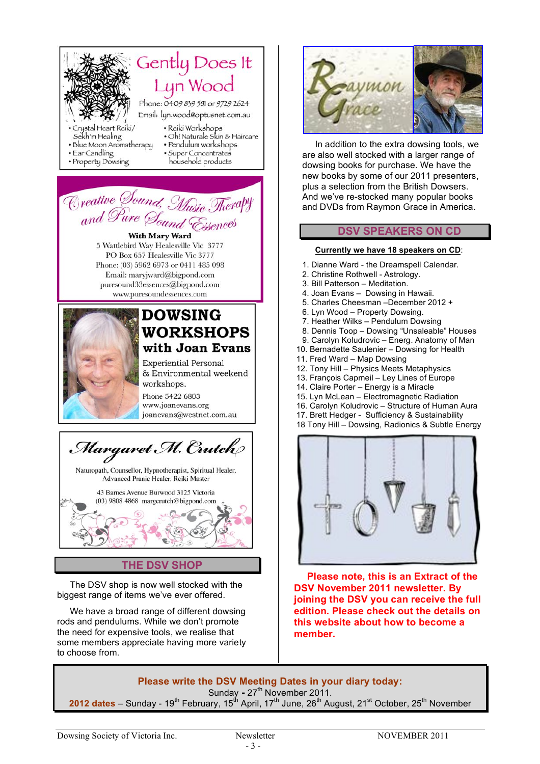## Gently Does It
## Lyn Wood

Phone: 0409 839 581 or 9729 2624
Email: lyn.wood@optusnet.com.au

- Crystal Heart Reiki/ Sekh'm Healing
- Blue Moon Aromatherapy
- Ear Candling
- Property Dowsing
- Reiki Workshops
- Oh! Naturale Skin & Haircare
- Pendulum workshops
- Super Concentrates household products

## Creative Sound, Music Therapy and Pure Sound Essences

**With Mary Ward**

5 Wattlebird Way Healesville Vic 3777
PO Box 657 Healesville Vic 3777
Phone: (03) 5962 6973 or 0411 485 098
Email: maryjward@bigpond.com
puresound33essences@bigpond.com
www.puresoundessences.com

## DOWSING WORKSHOPS with Joan Evans

Experiential Personal & Environmental weekend workshops.

Phone 5422 6803
www.joanevans.org
joanevans@westnet.com.au

## Margaret M. Crutch

Naturopath, Counsellor, Hypnotherapist, Spiritual Healer, Advanced Pranic Healer, Reiki Master

43 Barnes Avenue Burwood 3125 Victoria
(03) 9808 4868 margcrutch@bigpond.com

## THE DSV SHOP

The DSV shop is now well stocked with the biggest range of items we've ever offered.

We have a broad range of different dowsing rods and pendulums. While we don't promote the need for expensive tools, we realise that some members appreciate having more variety to choose from.

Raymon Grace

In addition to the extra dowsing tools, we are also well stocked with a larger range of dowsing books for purchase. We have the new books by some of our 2011 presenters, plus a selection from the British Dowsers. And we've re-stocked many popular books and DVDs from Raymon Grace in America.

## DSV SPEAKERS ON CD

**Currently we have 18 speakers on CD:**

1. Dianne Ward - the Dreamspell Calendar.
2. Christine Rothwell - Astrology.
3. Bill Patterson – Meditation.
4. Joan Evans – Dowsing in Hawaii.
5. Charles Cheesman –December 2012 +
6. Lyn Wood – Property Dowsing.
7. Heather Wilks – Pendulum Dowsing
8. Dennis Toop – Dowsing "Unsaleable" Houses
9. Carolyn Koludrovic – Energ. Anatomy of Man
10. Bernadette Saulenier – Dowsing for Health
11. Fred Ward – Map Dowsing
12. Tony Hill – Physics Meets Metaphysics
13. François Capmeil – Ley Lines of Europe
14. Claire Porter – Energy is a Miracle
15. Lyn McLean – Electromagnetic Radiation
16. Carolyn Koludrovic – Structure of Human Aura
17. Brett Hedger - Sufficiency & Sustainability
18. Tony Hill – Dowsing, Radionics & Subtle Energy

**Please note, this is an Extract of the DSV November 2011 newsletter. By joining the DSV you can receive the full edition. Please check out the details on this website about how to become a member.**

**Please write the DSV Meeting Dates in your diary today:**
Sunday - 27th November 2011.
**2012 dates** – Sunday - 19th February, 15th April, 17th June, 26th August, 21st October, 25th November